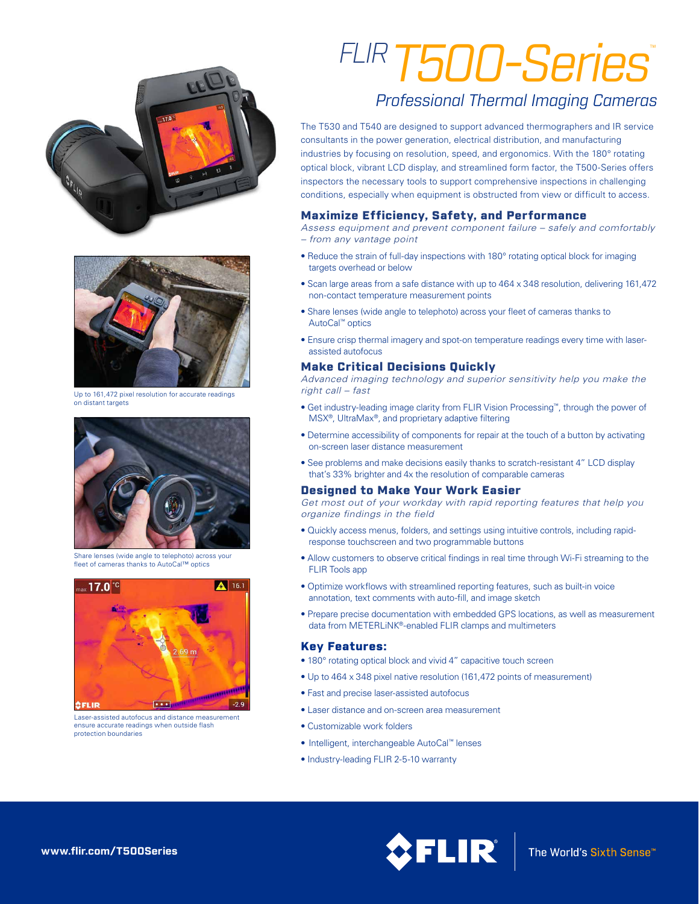# FLIR T500-Series™

## Professional Thermal Imaging Cameras

The T530 and T540 are designed to support advanced thermographers and IR service consultants in the power generation, electrical distribution, and manufacturing industries by focusing on resolution, speed, and ergonomics. With the 180° rotating optical block, vibrant LCD display, and streamlined form factor, the T500-Series offers inspectors the necessary tools to support comprehensive inspections in challenging conditions, especially when equipment is obstructed from view or difficult to access.

### Maximize Efficiency, Safety, and Performance

*Assess equipment and prevent component failure – safely and comfortably – from any vantage point*

- Reduce the strain of full-day inspections with 180° rotating optical block for imaging targets overhead or below
- Scan large areas from a safe distance with up to 464 x 348 resolution, delivering 161,472 non-contact temperature measurement points
- Share lenses (wide angle to telephoto) across your fleet of cameras thanks to AutoCal™ optics
- Ensure crisp thermal imagery and spot-on temperature readings every time with laser-assisted autofocus

### Make Critical Decisions Quickly

*Advanced imaging technology and superior sensitivity help you make the right call – fast*

- Get industry-leading image clarity from FLIR Vision Processing™, through the power of MSX®, UltraMax®, and proprietary adaptive filtering
- Determine accessibility of components for repair at the touch of a button by activating on-screen laser distance measurement
- See problems and make decisions easily thanks to scratch-resistant 4" LCD display that's 33% brighter and 4x the resolution of comparable cameras

### Designed to Make Your Work Easier

*Get most out of your workday with rapid reporting features that help you organize findings in the field*

- Quickly access menus, folders, and settings using intuitive controls, including rapid-response touchscreen and two programmable buttons
- Allow customers to observe critical findings in real time through Wi-Fi streaming to the FLIR Tools app
- Optimize workflows with streamlined reporting features, such as built-in voice annotation, text comments with auto-fill, and image sketch
- Prepare precise documentation with embedded GPS locations, as well as measurement data from METERLiNK®-enabled FLIR clamps and multimeters

### Key Features:

- 180° rotating optical block and vivid 4" capacitive touch screen
- Up to 464 x 348 pixel native resolution (161,472 points of measurement)
- Fast and precise laser-assisted autofocus
- Laser distance and on-screen area measurement
- Customizable work folders
- Intelligent, interchangeable AutoCal™ lenses
- Industry-leading FLIR 2-5-10 warranty

Up to 161,472 pixel resolution for accurate readings on distant targets

Share lenses (wide angle to telephoto) across your fleet of cameras thanks to AutoCal™ optics

Laser-assisted autofocus and distance measurement ensure accurate readings when outside flash protection boundaries

www.flir.com/T500Series

FLIR — The World's Sixth Sense™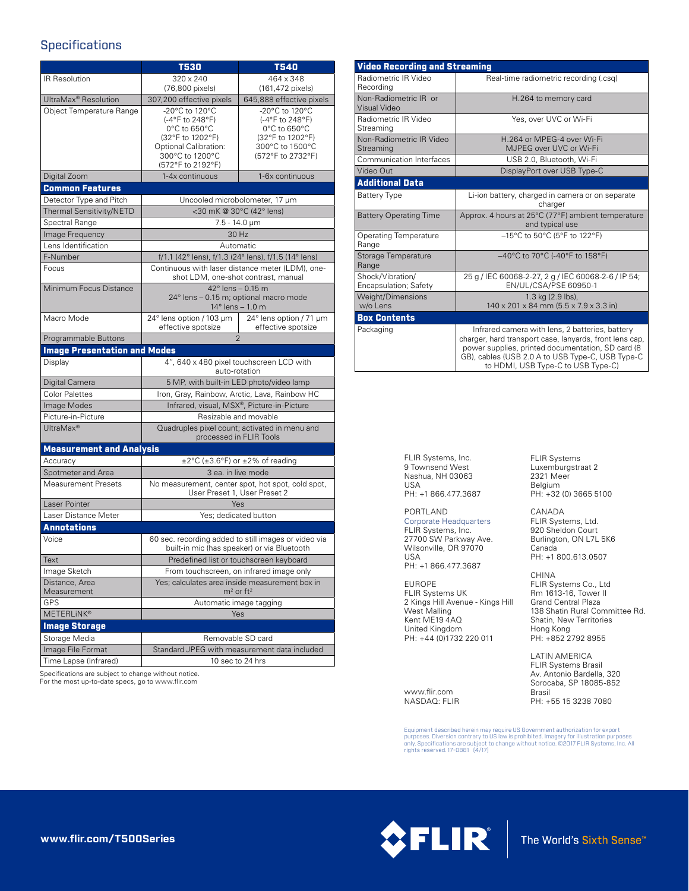## Specifications

| | T530 | T540 |
|---|---|---|
| IR Resolution | 320 x 240 (76,800 pixels) | 464 x 348 (161,472 pixels) |
| UltraMax® Resolution | 307,200 effective pixels | 645,888 effective pixels |
| Object Temperature Range | -20°C to 120°C (-4°F to 248°F) 0°C to 650°C (32°F to 1202°F) Optional Calibration: 300°C to 1200°C (572°F to 2192°F) | -20°C to 120°C (-4°F to 248°F) 0°C to 650°C (32°F to 1202°F) 300°C to 1500°C (572°F to 2732°F) |
| Digital Zoom | 1-4x continuous | 1-6x continuous |
| **Common Features** | | |
| Detector Type and Pitch | Uncooled microbolometer, 17 µm | |
| Thermal Sensitivity/NETD | <30 mK @ 30°C (42° lens) | |
| Spectral Range | 7.5 - 14.0 µm | |
| Image Frequency | 30 Hz | |
| Lens Identification | Automatic | |
| F-Number | f/1.1 (42° lens), f/1.3 (24° lens), f/1.5 (14° lens) | |
| Focus | Continuous with laser distance meter (LDM), one-shot LDM, one-shot contrast, manual | |
| Minimum Focus Distance | 42° lens – 0.15 m 24° lens – 0.15 m; optional macro mode 14° lens – 1.0 m | |
| Macro Mode | 24° lens option / 103 µm effective spotsize | 24° lens option / 71 µm effective spotsize |
| Programmable Buttons | 2 | |
| **Image Presentation and Modes** | | |
| Display | 4", 640 x 480 pixel touchscreen LCD with auto-rotation | |
| Digital Camera | 5 MP, with built-in LED photo/video lamp | |
| Color Palettes | Iron, Gray, Rainbow, Arctic, Lava, Rainbow HC | |
| Image Modes | Infrared, visual, MSX®, Picture-in-Picture | |
| Picture-in-Picture | Resizable and movable | |
| UltraMax® | Quadruples pixel count; activated in menu and processed in FLIR Tools | |
| **Measurement and Analysis** | | |
| Accuracy | ±2°C (±3.6°F) or ±2% of reading | |
| Spotmeter and Area | 3 ea. in live mode | |
| Measurement Presets | No measurement, center spot, hot spot, cold spot, User Preset 1, User Preset 2 | |
| Laser Pointer | Yes | |
| Laser Distance Meter | Yes; dedicated button | |
| **Annotations** | | |
| Voice | 60 sec. recording added to still images or video via built-in mic (has speaker) or via Bluetooth | |
| Text | Predefined list or touchscreen keyboard | |
| Image Sketch | From touchscreen, on infrared image only | |
| Distance, Area Measurement | Yes; calculates area inside measurement box in m² or ft² | |
| GPS | Automatic image tagging | |
| METERLiNK® | Yes | |
| **Image Storage** | | |
| Storage Media | Removable SD card | |
| Image File Format | Standard JPEG with measurement data included | |
| Time Lapse (Infrared) | 10 sec to 24 hrs | |

Specifications are subject to change without notice.
For the most up-to-date specs, go to www.flir.com

| | |
|---|---|
| **Video Recording and Streaming** | |
| Radiometric IR Video Recording | Real-time radiometric recording (.csq) |
| Non-Radiometric IR or Visual Video | H.264 to memory card |
| Radiometric IR Video Streaming | Yes, over UVC or Wi-Fi |
| Non-Radiometric IR Video Streaming | H.264 or MPEG-4 over Wi-Fi MJPEG over UVC or Wi-Fi |
| Communication Interfaces | USB 2.0, Bluetooth, Wi-Fi |
| Video Out | DisplayPort over USB Type-C |
| **Additional Data** | |
| Battery Type | Li-ion battery, charged in camera or on separate charger |
| Battery Operating Time | Approx. 4 hours at 25°C (77°F) ambient temperature and typical use |
| Operating Temperature Range | –15°C to 50°C (5°F to 122°F) |
| Storage Temperature Range | –40°C to 70°C (-40°F to 158°F) |
| Shock/Vibration/ Encapsulation; Safety | 25 g / IEC 60068-2-27, 2 g / IEC 60068-2-6 / IP 54; EN/UL/CSA/PSE 60950-1 |
| Weight/Dimensions w/o Lens | 1.3 kg (2.9 lbs), 140 x 201 x 84 mm (5.5 x 7.9 x 3.3 in) |
| **Box Contents** | |
| Packaging | Infrared camera with lens, 2 batteries, battery charger, hard transport case, lanyards, front lens cap, power supplies, printed documentation, SD card (8 GB), cables (USB 2.0 A to USB Type-C, USB Type-C to HDMI, USB Type-C to USB Type-C) |

FLIR Systems, Inc.
9 Townsend West
Nashua, NH 03063
USA
PH: +1 866.477.3687

PORTLAND
Corporate Headquarters
FLIR Systems, Inc.
27700 SW Parkway Ave.
Wilsonville, OR 97070
USA
PH: +1 866.477.3687

EUROPE
FLIR Systems UK
2 Kings Hill Avenue - Kings Hill
West Malling
Kent ME19 4AQ
United Kingdom
PH: +44 (0)1732 220 011

www.flir.com
NASDAQ: FLIR

FLIR Systems
Luxemburgstraat 2
2321 Meer
Belgium
PH: +32 (0) 3665 5100

CANADA
FLIR Systems, Ltd.
920 Sheldon Court
Burlington, ON L7L 5K6
Canada
PH: +1 800.613.0507

CHINA
FLIR Systems Co., Ltd
Rm 1613-16, Tower II
Grand Central Plaza
138 Shatin Rural Committee Rd.
Shatin, New Territories
Hong Kong
PH: +852 2792 8955

LATIN AMERICA
FLIR Systems Brasil
Av. Antonio Bardella, 320
Sorocaba, SP 18085-852
Brasil
PH: +55 15 3238 7080

Equipment described herein may require US Government authorization for export purposes. Diversion contrary to US law is prohibited. Imagery for illustration purposes only. Specifications are subject to change without notice. ©2017 FLIR Systems, Inc. All rights reserved. 17-0881 (4/17)

**www.flir.com/T500Series**

FLIR® The World's Sixth Sense™